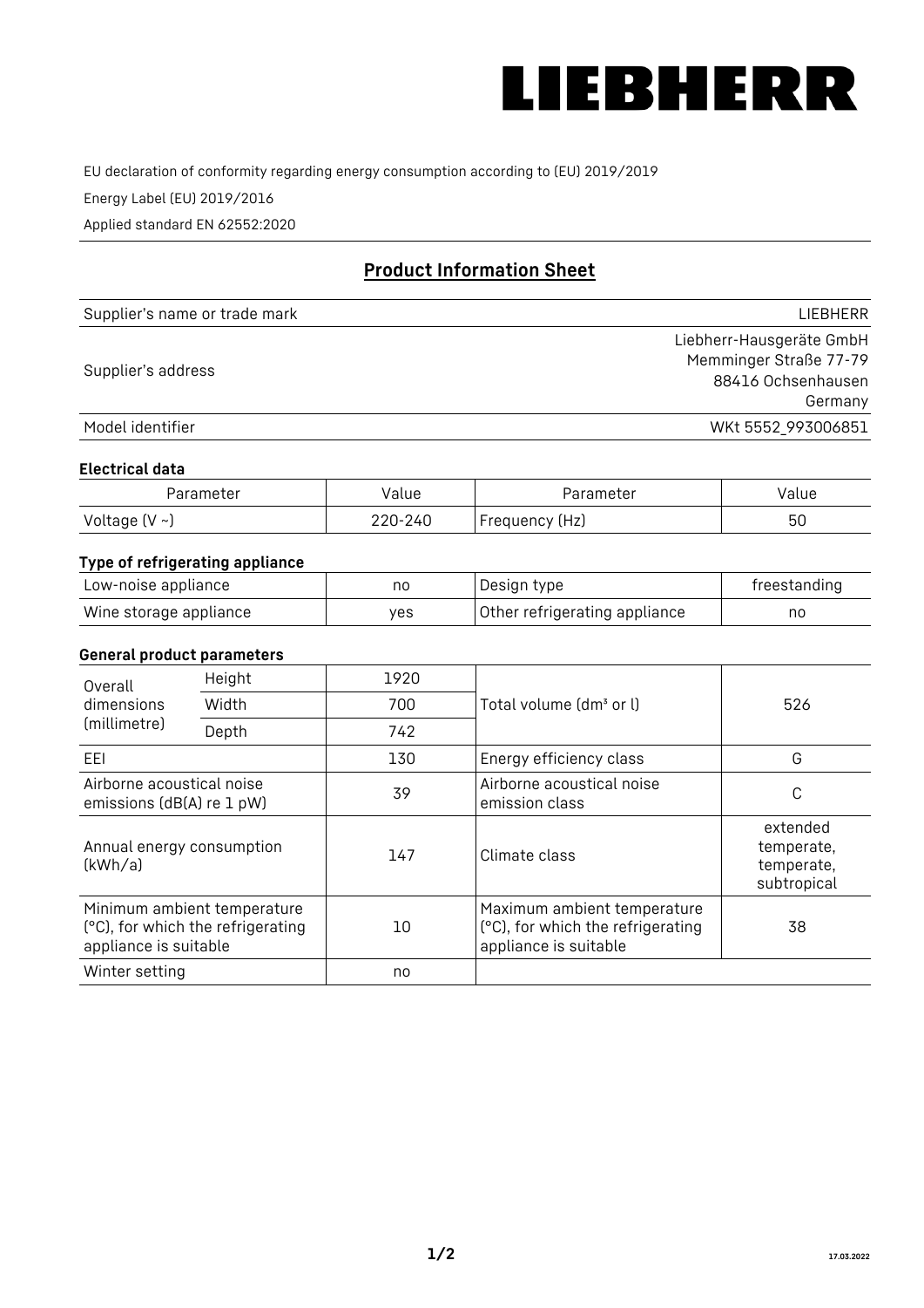LIEBHERR

EU declaration of conformity regarding energy consumption according to (EU) 2019/2019

Energy Label (EU) 2019/2016

Applied standard EN 62552:2020

## Product Information Sheet

| Supplier's name or trade mark | LIEBHERR |
|---|---|
| Supplier's address | Liebherr-Hausgeräte GmbH<br>Memminger Straße 77-79<br>88416 Ochsenhausen<br>Germany |
| Model identifier | WKt 5552_993006851 |

### Electrical data

| Parameter | Value | Parameter | Value |
|---|---|---|---|
| Voltage (V ~) | 220-240 | Frequency (Hz) | 50 |

### Type of refrigerating appliance

| Low-noise appliance | no | Design type | freestanding |
|---|---|---|---|
| Wine storage appliance | yes | Other refrigerating appliance | no |

### General product parameters

| Overall dimensions (millimetre) | Height | 1920 | Total volume (dm³ or l) | 526 |
|---|---|---|---|---|
| | Width | 700 | | |
| | Depth | 742 | | |
| EEI | | 130 | Energy efficiency class | G |
| Airborne acoustical noise emissions (dB(A) re 1 pW) | | 39 | Airborne acoustical noise emission class | C |
| Annual energy consumption (kWh/a) | | 147 | Climate class | extended temperate, temperate, subtropical |
| Minimum ambient temperature (°C), for which the refrigerating appliance is suitable | | 10 | Maximum ambient temperature (°C), for which the refrigerating appliance is suitable | 38 |
| Winter setting | | no | | |

17.03.2022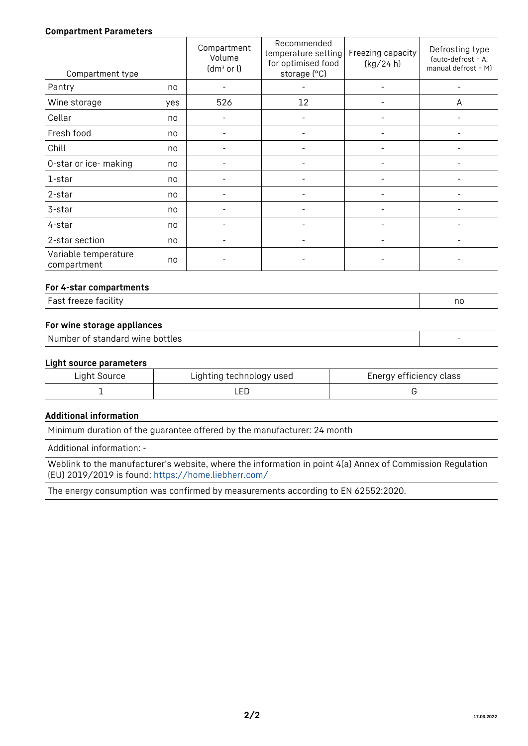**Compartment Parameters**

| Compartment type | | Compartment Volume (dm³ or l) | Recommended temperature setting for optimised food storage (°C) | Freezing capacity (kg/24 h) | Defrosting type (auto-defrost = A, manual defrost = M) |
|---|---|---|---|---|---|
| Pantry | no | - | - | - | - |
| Wine storage | yes | 526 | 12 | - | A |
| Cellar | no | - | - | - | - |
| Fresh food | no | - | - | - | - |
| Chill | no | - | - | - | - |
| 0-star or ice- making | no | - | - | - | - |
| 1-star | no | - | - | - | - |
| 2-star | no | - | - | - | - |
| 3-star | no | - | - | - | - |
| 4-star | no | - | - | - | - |
| 2-star section | no | - | - | - | - |
| Variable temperature compartment | no | - | - | - | - |

**For 4-star compartments**

| | |
|---|---|
| Fast freeze facility | no |

**For wine storage appliances**

| | |
|---|---|
| Number of standard wine bottles | - |

**Light source parameters**

| Light Source | Lighting technology used | Energy efficiency class |
|---|---|---|
| 1 | LED | G |

**Additional information**

Minimum duration of the guarantee offered by the manufacturer: 24 month

Additional information: -

Weblink to the manufacturer's website, where the information in point 4(a) Annex of Commission Regulation (EU) 2019/2019 is found: https://home.liebherr.com/

The energy consumption was confirmed by measurements according to EN 62552:2020.

17.03.2022